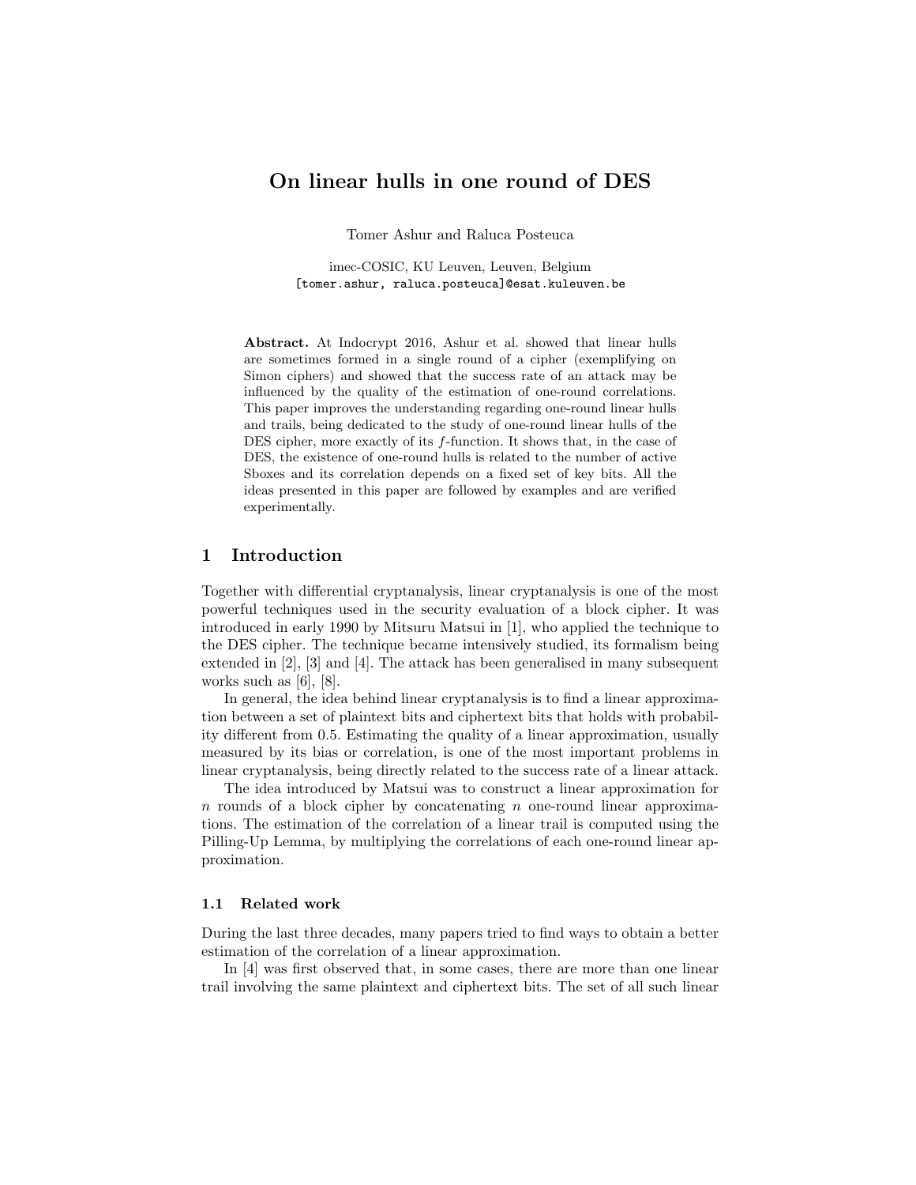# On linear hulls in one round of DES

Tomer Ashur and Raluca Posteuca

imec-COSIC, KU Leuven, Leuven, Belgium
[tomer.ashur, raluca.posteuca]@esat.kuleuven.be

**Abstract.** At Indocrypt 2016, Ashur et al. showed that linear hulls are sometimes formed in a single round of a cipher (exemplifying on Simon ciphers) and showed that the success rate of an attack may be influenced by the quality of the estimation of one-round correlations. This paper improves the understanding regarding one-round linear hulls and trails, being dedicated to the study of one-round linear hulls of the DES cipher, more exactly of its $f$-function. It shows that, in the case of DES, the existence of one-round hulls is related to the number of active Sboxes and its correlation depends on a fixed set of key bits. All the ideas presented in this paper are followed by examples and are verified experimentally.

## 1 Introduction

Together with differential cryptanalysis, linear cryptanalysis is one of the most powerful techniques used in the security evaluation of a block cipher. It was introduced in early 1990 by Mitsuru Matsui in [1], who applied the technique to the DES cipher. The technique became intensively studied, its formalism being extended in [2], [3] and [4]. The attack has been generalised in many subsequent works such as [6], [8].

In general, the idea behind linear cryptanalysis is to find a linear approximation between a set of plaintext bits and ciphertext bits that holds with probability different from 0.5. Estimating the quality of a linear approximation, usually measured by its bias or correlation, is one of the most important problems in linear cryptanalysis, being directly related to the success rate of a linear attack.

The idea introduced by Matsui was to construct a linear approximation for $n$ rounds of a block cipher by concatenating $n$ one-round linear approximations. The estimation of the correlation of a linear trail is computed using the Pilling-Up Lemma, by multiplying the correlations of each one-round linear approximation.

### 1.1 Related work

During the last three decades, many papers tried to find ways to obtain a better estimation of the correlation of a linear approximation.

In [4] was first observed that, in some cases, there are more than one linear trail involving the same plaintext and ciphertext bits. The set of all such linear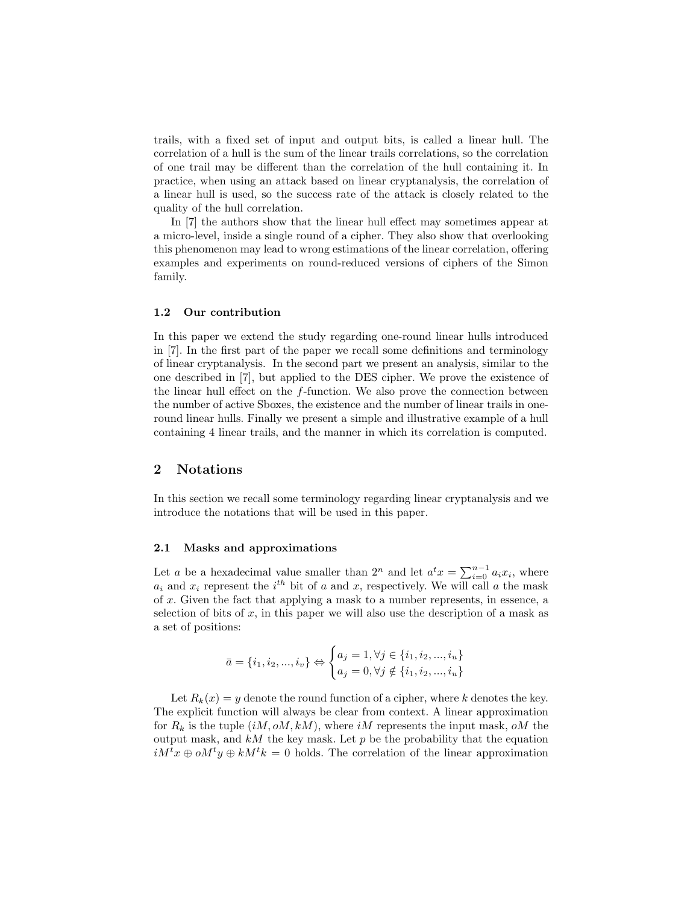trails, with a fixed set of input and output bits, is called a linear hull. The correlation of a hull is the sum of the linear trails correlations, so the correlation of one trail may be different than the correlation of the hull containing it. In practice, when using an attack based on linear cryptanalysis, the correlation of a linear hull is used, so the success rate of the attack is closely related to the quality of the hull correlation.

In [7] the authors show that the linear hull effect may sometimes appear at a micro-level, inside a single round of a cipher. They also show that overlooking this phenomenon may lead to wrong estimations of the linear correlation, offering examples and experiments on round-reduced versions of ciphers of the Simon family.

### 1.2 Our contribution

In this paper we extend the study regarding one-round linear hulls introduced in [7]. In the first part of the paper we recall some definitions and terminology of linear cryptanalysis. In the second part we present an analysis, similar to the one described in [7], but applied to the DES cipher. We prove the existence of the linear hull effect on the $f$-function. We also prove the connection between the number of active Sboxes, the existence and the number of linear trails in one-round linear hulls. Finally we present a simple and illustrative example of a hull containing 4 linear trails, and the manner in which its correlation is computed.

## 2 Notations

In this section we recall some terminology regarding linear cryptanalysis and we introduce the notations that will be used in this paper.

### 2.1 Masks and approximations

Let $a$ be a hexadecimal value smaller than $2^n$ and let $a^t x = \sum_{i=0}^{n-1} a_i x_i$, where $a_i$ and $x_i$ represent the $i^{th}$ bit of $a$ and $x$, respectively. We will call $a$ the mask of $x$. Given the fact that applying a mask to a number represents, in essence, a selection of bits of $x$, in this paper we will also use the description of a mask as a set of positions:

$$\bar{a} = \{i_1, i_2, ..., i_v\} \Leftrightarrow \begin{cases} a_j = 1, \forall j \in \{i_1, i_2, ..., i_u\} \\ a_j = 0, \forall j \notin \{i_1, i_2, ..., i_u\} \end{cases}$$

Let $R_k(x) = y$ denote the round function of a cipher, where $k$ denotes the key. The explicit function will always be clear from context. A linear approximation for $R_k$ is the tuple $(iM, oM, kM)$, where $iM$ represents the input mask, $oM$ the output mask, and $kM$ the key mask. Let $p$ be the probability that the equation $iM^t x \oplus oM^t y \oplus kM^t k = 0$ holds. The correlation of the linear approximation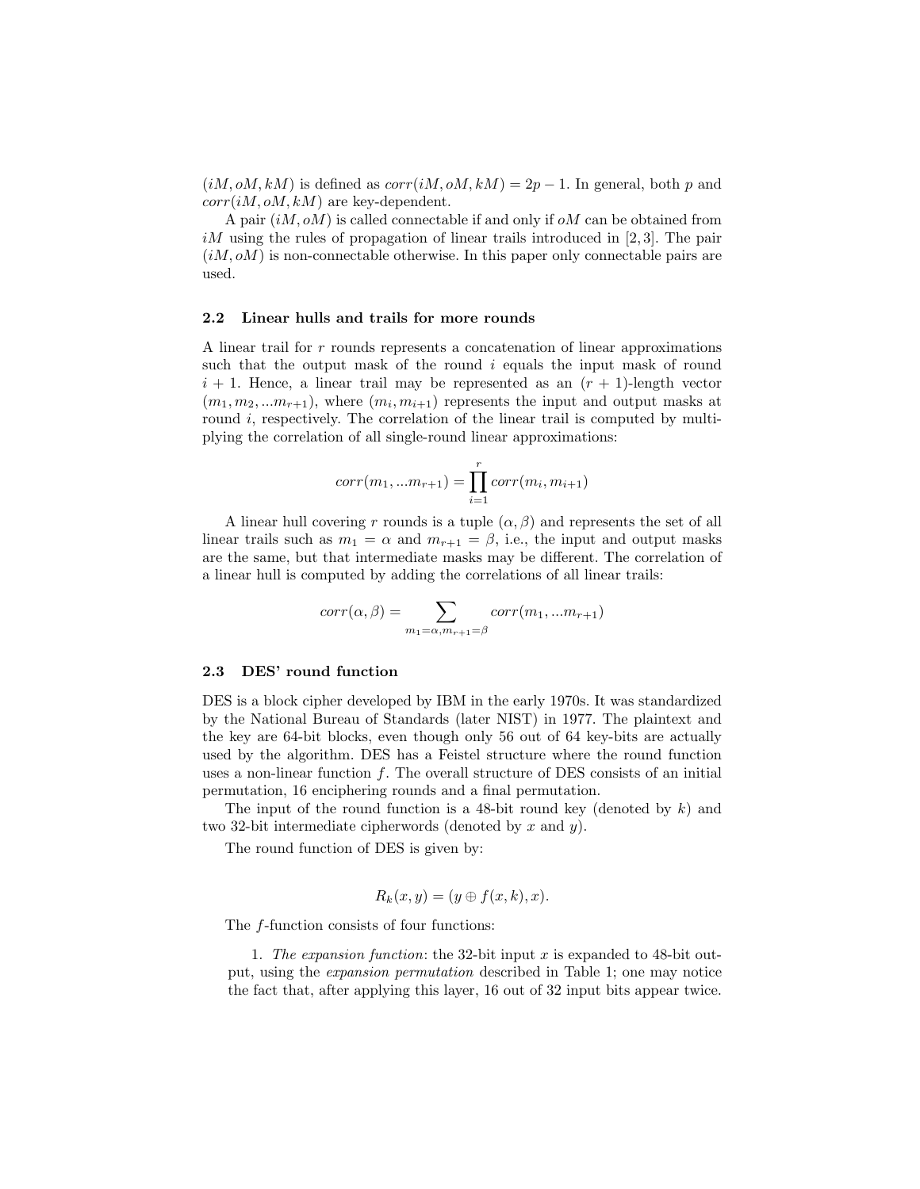$(iM, oM, kM)$ is defined as $corr(iM, oM, kM) = 2p - 1$. In general, both $p$ and $corr(iM, oM, kM)$ are key-dependent.

A pair $(iM, oM)$ is called connectable if and only if $oM$ can be obtained from $iM$ using the rules of propagation of linear trails introduced in [2, 3]. The pair $(iM, oM)$ is non-connectable otherwise. In this paper only connectable pairs are used.

### 2.2 Linear hulls and trails for more rounds

A linear trail for $r$ rounds represents a concatenation of linear approximations such that the output mask of the round $i$ equals the input mask of round $i+1$. Hence, a linear trail may be represented as an $(r+1)$-length vector $(m_1, m_2, ...m_{r+1})$, where $(m_i, m_{i+1})$ represents the input and output masks at round $i$, respectively. The correlation of the linear trail is computed by multiplying the correlation of all single-round linear approximations:

$$corr(m_1, ...m_{r+1}) = \prod_{i=1}^{r} corr(m_i, m_{i+1})$$

A linear hull covering $r$ rounds is a tuple $(\alpha, \beta)$ and represents the set of all linear trails such as $m_1 = \alpha$ and $m_{r+1} = \beta$, i.e., the input and output masks are the same, but that intermediate masks may be different. The correlation of a linear hull is computed by adding the correlations of all linear trails:

$$corr(\alpha, \beta) = \sum_{m_1=\alpha, m_{r+1}=\beta} corr(m_1, ...m_{r+1})$$

### 2.3 DES' round function

DES is a block cipher developed by IBM in the early 1970s. It was standardized by the National Bureau of Standards (later NIST) in 1977. The plaintext and the key are 64-bit blocks, even though only 56 out of 64 key-bits are actually used by the algorithm. DES has a Feistel structure where the round function uses a non-linear function $f$. The overall structure of DES consists of an initial permutation, 16 enciphering rounds and a final permutation.

The input of the round function is a 48-bit round key (denoted by $k$) and two 32-bit intermediate cipherwords (denoted by $x$ and $y$).

The round function of DES is given by:

$$R_k(x, y) = (y \oplus f(x, k), x).$$

The $f$-function consists of four functions:

1. *The expansion function*: the 32-bit input $x$ is expanded to 48-bit output, using the *expansion permutation* described in Table 1; one may notice the fact that, after applying this layer, 16 out of 32 input bits appear twice.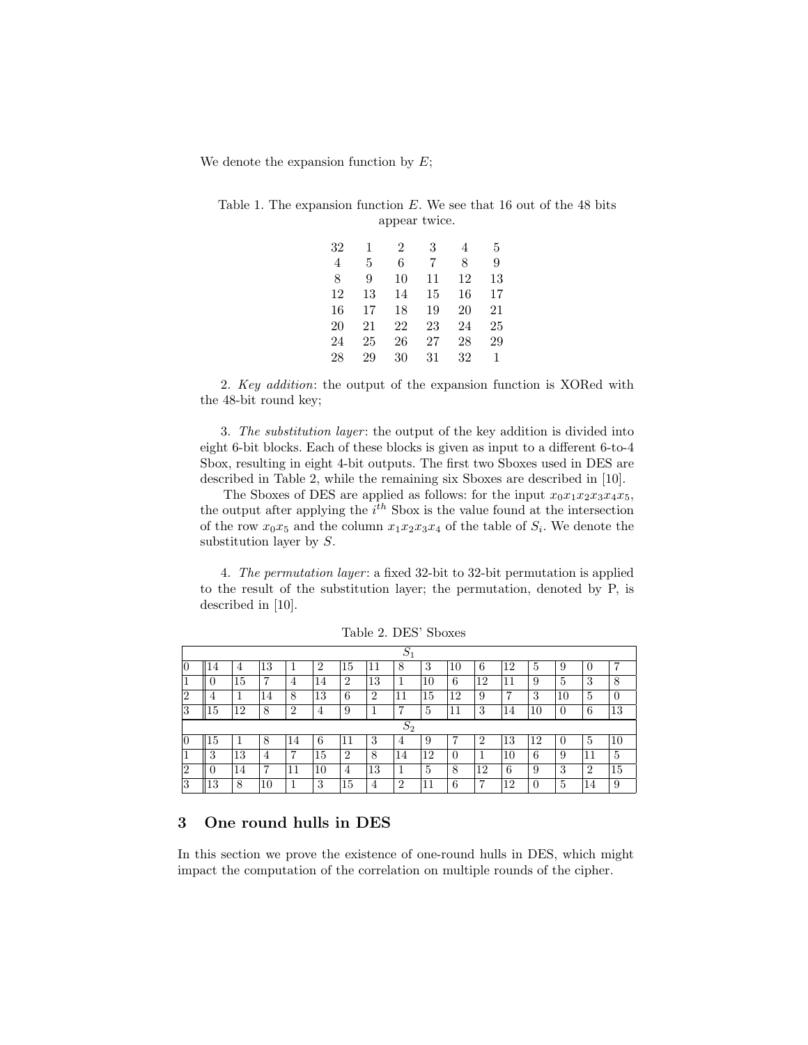We denote the expansion function by $E$;

Table 1. The expansion function $E$. We see that 16 out of the 48 bits appear twice.

| | | | | | |
|---|---|---|---|---|---|
| 32 | 1 | 2 | 3 | 4 | 5 |
| 4 | 5 | 6 | 7 | 8 | 9 |
| 8 | 9 | 10 | 11 | 12 | 13 |
| 12 | 13 | 14 | 15 | 16 | 17 |
| 16 | 17 | 18 | 19 | 20 | 21 |
| 20 | 21 | 22 | 23 | 24 | 25 |
| 24 | 25 | 26 | 27 | 28 | 29 |
| 28 | 29 | 30 | 31 | 32 | 1 |

2. *Key addition*: the output of the expansion function is XORed with the 48-bit round key;

3. *The substitution layer*: the output of the key addition is divided into eight 6-bit blocks. Each of these blocks is given as input to a different 6-to-4 Sbox, resulting in eight 4-bit outputs. The first two Sboxes used in DES are described in Table 2, while the remaining six Sboxes are described in [10].

The Sboxes of DES are applied as follows: for the input $x_0x_1x_2x_3x_4x_5$, the output after applying the $i^{th}$ Sbox is the value found at the intersection of the row $x_0x_5$ and the column $x_1x_2x_3x_4$ of the table of $S_i$. We denote the substitution layer by $S$.

4. *The permutation layer*: a fixed 32-bit to 32-bit permutation is applied to the result of the substitution layer; the permutation, denoted by P, is described in [10].

Table 2. DES' Sboxes

| | $S_1$ | | | | | | | | | | | | | | | |
|---|---|---|---|---|---|---|---|---|---|---|---|---|---|---|---|---|
| 0 | 14 | 4 | 13 | 1 | 2 | 15 | 11 | 8 | 3 | 10 | 6 | 12 | 5 | 9 | 0 | 7 |
| 1 | 0 | 15 | 7 | 4 | 14 | 2 | 13 | 1 | 10 | 6 | 12 | 11 | 9 | 5 | 3 | 8 |
| 2 | 4 | 1 | 14 | 8 | 13 | 6 | 2 | 11 | 15 | 12 | 9 | 7 | 3 | 10 | 5 | 0 |
| 3 | 15 | 12 | 8 | 2 | 4 | 9 | 1 | 7 | 5 | 11 | 3 | 14 | 10 | 0 | 6 | 13 |
| | $S_2$ | | | | | | | | | | | | | | | |
| 0 | 15 | 1 | 8 | 14 | 6 | 11 | 3 | 4 | 9 | 7 | 2 | 13 | 12 | 0 | 5 | 10 |
| 1 | 3 | 13 | 4 | 7 | 15 | 2 | 8 | 14 | 12 | 0 | 1 | 10 | 6 | 9 | 11 | 5 |
| 2 | 0 | 14 | 7 | 11 | 10 | 4 | 13 | 1 | 5 | 8 | 12 | 6 | 9 | 3 | 2 | 15 |
| 3 | 13 | 8 | 10 | 1 | 3 | 15 | 4 | 2 | 11 | 6 | 7 | 12 | 0 | 5 | 14 | 9 |

## 3 One round hulls in DES

In this section we prove the existence of one-round hulls in DES, which might impact the computation of the correlation on multiple rounds of the cipher.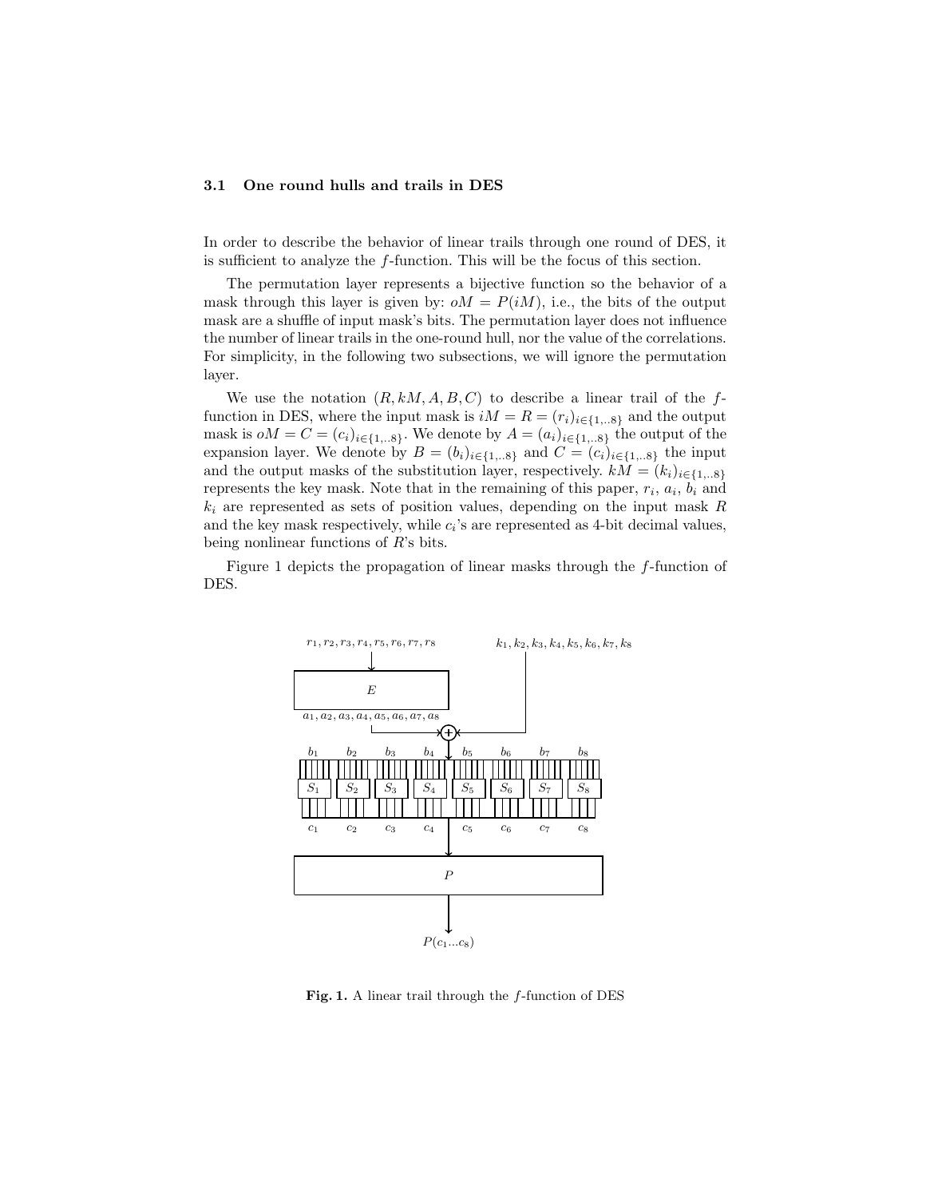### 3.1 One round hulls and trails in DES

In order to describe the behavior of linear trails through one round of DES, it is sufficient to analyze the $f$-function. This will be the focus of this section.

The permutation layer represents a bijective function so the behavior of a mask through this layer is given by: $oM = P(iM)$, i.e., the bits of the output mask are a shuffle of input mask's bits. The permutation layer does not influence the number of linear trails in the one-round hull, nor the value of the correlations. For simplicity, in the following two subsections, we will ignore the permutation layer.

We use the notation $(R, kM, A, B, C)$ to describe a linear trail of the $f$-function in DES, where the input mask is $iM = R = (r_i)_{i \in \{1,..8\}}$ and the output mask is $oM = C = (c_i)_{i \in \{1,..8\}}$. We denote by $A = (a_i)_{i \in \{1,..8\}}$ the output of the expansion layer. We denote by $B = (b_i)_{i \in \{1,..8\}}$ and $C = (c_i)_{i \in \{1,..8\}}$ the input and the output masks of the substitution layer, respectively. $kM = (k_i)_{i \in \{1,..8\}}$ represents the key mask. Note that in the remaining of this paper, $r_i$, $a_i$, $b_i$ and $k_i$ are represented as sets of position values, depending on the input mask $R$ and the key mask respectively, while $c_i$'s are represented as 4-bit decimal values, being nonlinear functions of $R$'s bits.

Figure 1 depicts the propagation of linear masks through the $f$-function of DES.

**Fig. 1.** A linear trail through the $f$-function of DES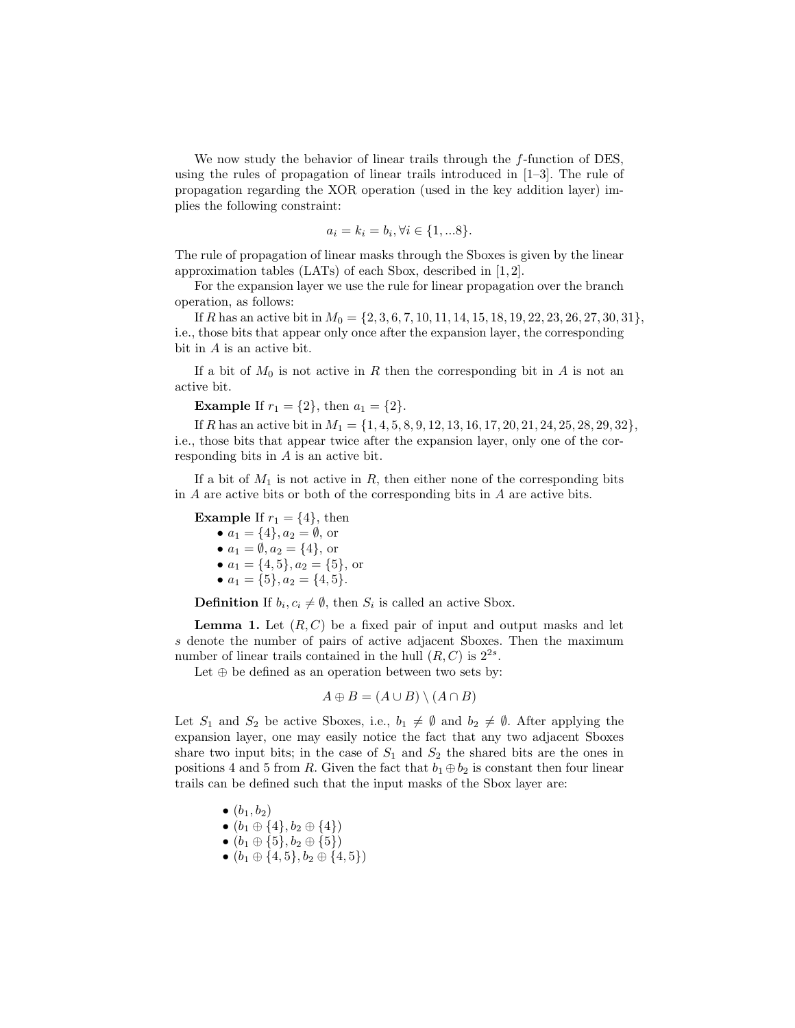We now study the behavior of linear trails through the $f$-function of DES, using the rules of propagation of linear trails introduced in [1–3]. The rule of propagation regarding the XOR operation (used in the key addition layer) implies the following constraint:

$$a_i = k_i = b_i, \forall i \in \{1, ...8\}.$$

The rule of propagation of linear masks through the Sboxes is given by the linear approximation tables (LATs) of each Sbox, described in [1, 2].

For the expansion layer we use the rule for linear propagation over the branch operation, as follows:

If $R$ has an active bit in $M_0 = \{2, 3, 6, 7, 10, 11, 14, 15, 18, 19, 22, 23, 26, 27, 30, 31\}$, i.e., those bits that appear only once after the expansion layer, the corresponding bit in $A$ is an active bit.

If a bit of $M_0$ is not active in $R$ then the corresponding bit in $A$ is not an active bit.

**Example** If $r_1 = \{2\}$, then $a_1 = \{2\}$.

If $R$ has an active bit in $M_1 = \{1, 4, 5, 8, 9, 12, 13, 16, 17, 20, 21, 24, 25, 28, 29, 32\}$, i.e., those bits that appear twice after the expansion layer, only one of the corresponding bits in $A$ is an active bit.

If a bit of $M_1$ is not active in $R$, then either none of the corresponding bits in $A$ are active bits or both of the corresponding bits in $A$ are active bits.

**Example** If $r_1 = \{4\}$, then

- $a_1 = \{4\}, a_2 = \emptyset$, or
- $a_1 = \emptyset, a_2 = \{4\}$, or
- $a_1 = \{4, 5\}, a_2 = \{5\}$, or
- $a_1 = \{5\}, a_2 = \{4, 5\}$.

**Definition** If $b_i, c_i \neq \emptyset$, then $S_i$ is called an active Sbox.

**Lemma 1.** *Let $(R, C)$ be a fixed pair of input and output masks and let $s$ denote the number of pairs of active adjacent Sboxes. Then the maximum number of linear trails contained in the hull $(R, C)$ is $2^{2s}$.*

Let $\oplus$ be defined as an operation between two sets by:

$$A \oplus B = (A \cup B) \setminus (A \cap B)$$

Let $S_1$ and $S_2$ be active Sboxes, i.e., $b_1 \neq \emptyset$ and $b_2 \neq \emptyset$. After applying the expansion layer, one may easily notice the fact that any two adjacent Sboxes share two input bits; in the case of $S_1$ and $S_2$ the shared bits are the ones in positions 4 and 5 from $R$. Given the fact that $b_1 \oplus b_2$ is constant then four linear trails can be defined such that the input masks of the Sbox layer are:

- $(b_1, b_2)$
- $(b_1 \oplus \{4\}, b_2 \oplus \{4\})$
- $(b_1 \oplus \{5\}, b_2 \oplus \{5\})$
- $(b_1 \oplus \{4, 5\}, b_2 \oplus \{4, 5\})$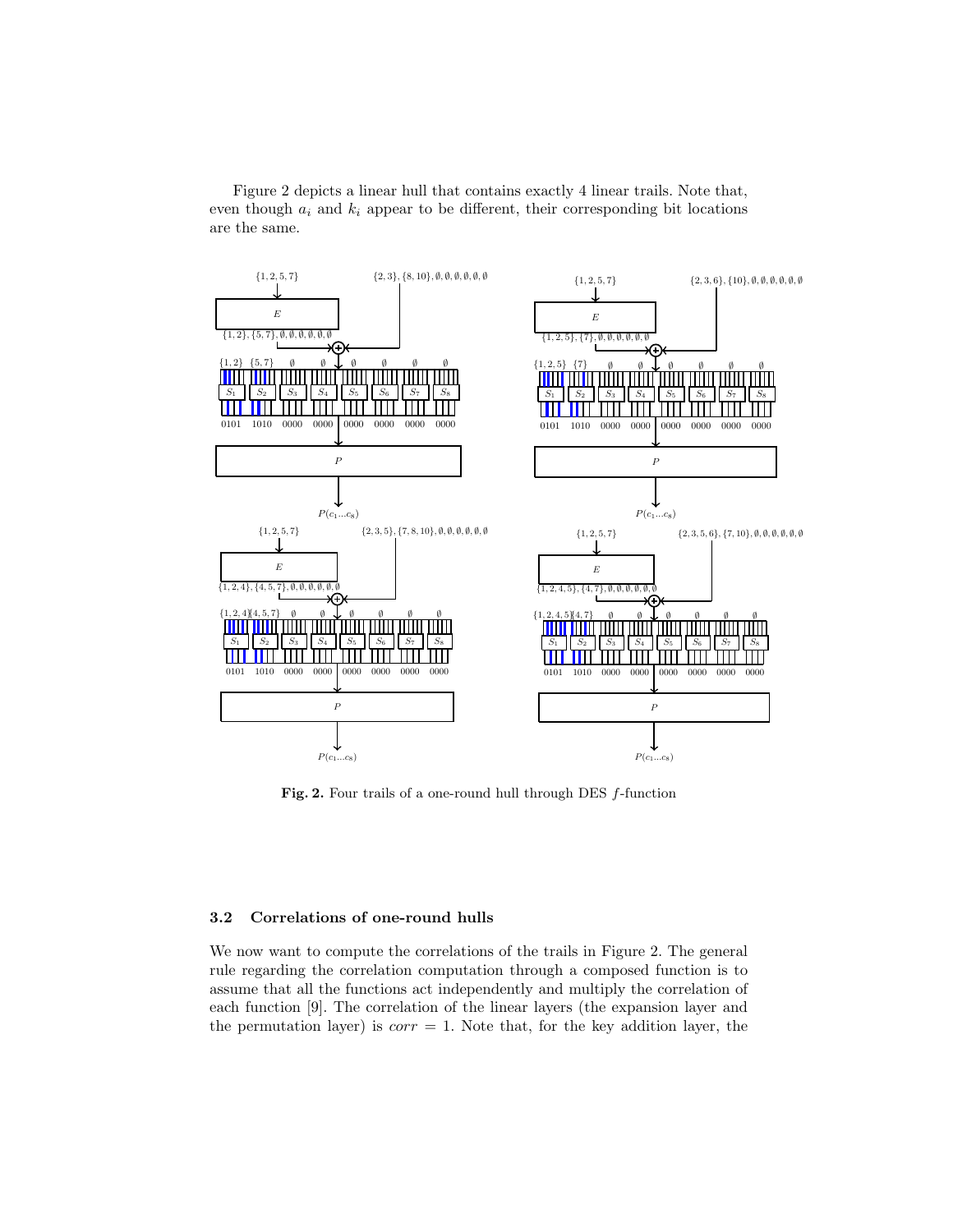Figure 2 depicts a linear hull that contains exactly 4 linear trails. Note that, even though $a_i$ and $k_i$ appear to be different, their corresponding bit locations are the same.

**Fig. 2.** Four trails of a one-round hull through DES $f$-function

### 3.2 Correlations of one-round hulls

We now want to compute the correlations of the trails in Figure 2. The general rule regarding the correlation computation through a composed function is to assume that all the functions act independently and multiply the correlation of each function [9]. The correlation of the linear layers (the expansion layer and the permutation layer) is $corr = 1$. Note that, for the key addition layer, the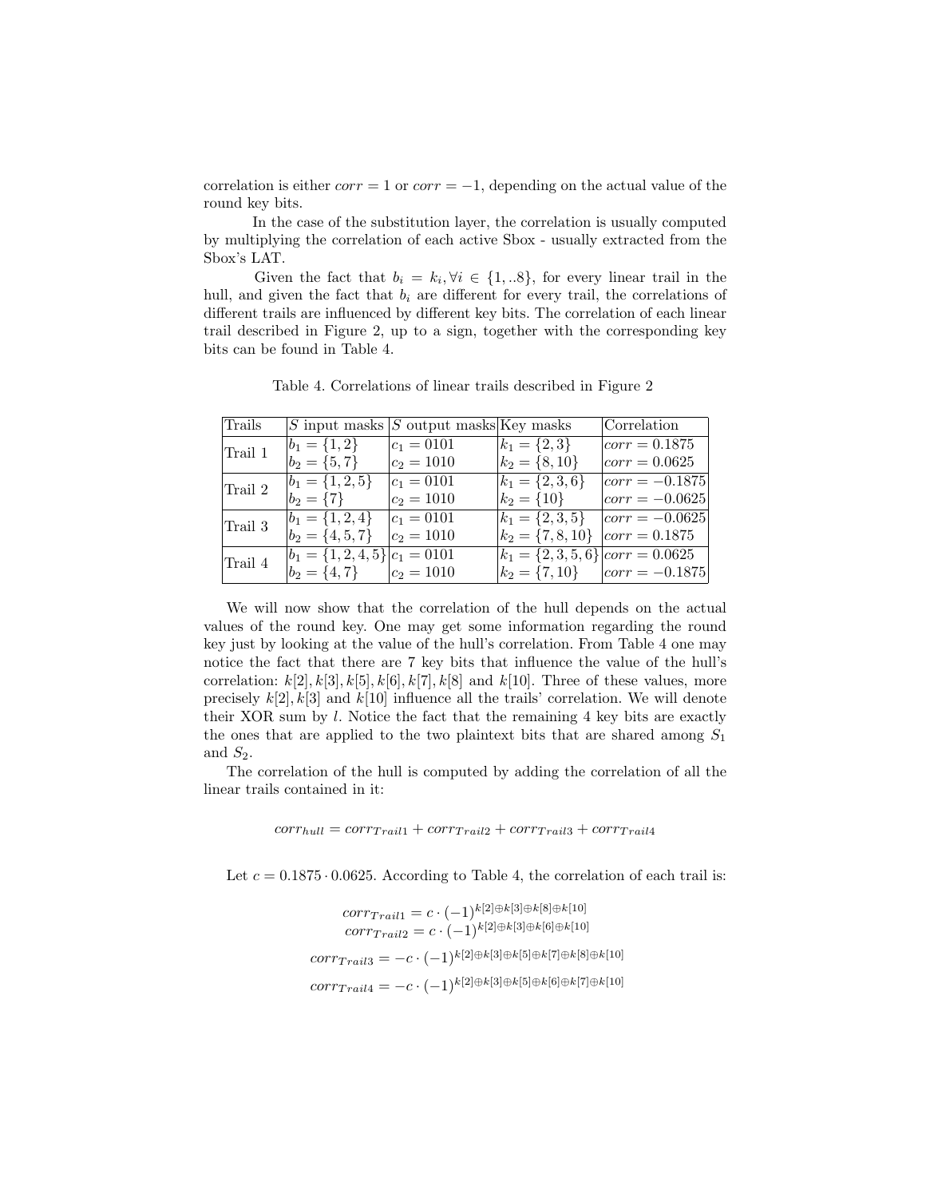correlation is either $corr = 1$ or $corr = -1$, depending on the actual value of the round key bits.

In the case of the substitution layer, the correlation is usually computed by multiplying the correlation of each active Sbox - usually extracted from the Sbox's LAT.

Given the fact that $b_i = k_i, \forall i \in \{1, ..8\}$, for every linear trail in the hull, and given the fact that $b_i$ are different for every trail, the correlations of different trails are influenced by different key bits. The correlation of each linear trail described in Figure 2, up to a sign, together with the corresponding key bits can be found in Table 4.

Table 4. Correlations of linear trails described in Figure 2

| Trails | $S$ input masks | $S$ output masks | Key masks | Correlation |
|---|---|---|---|---|
| Trail 1 | $b_1 = \{1, 2\}$ | $c_1 = 0101$ | $k_1 = \{2, 3\}$ | $corr = 0.1875$ |
| | $b_2 = \{5, 7\}$ | $c_2 = 1010$ | $k_2 = \{8, 10\}$ | $corr = 0.0625$ |
| Trail 2 | $b_1 = \{1, 2, 5\}$ | $c_1 = 0101$ | $k_1 = \{2, 3, 6\}$ | $corr = -0.1875$ |
| | $b_2 = \{7\}$ | $c_2 = 1010$ | $k_2 = \{10\}$ | $corr = -0.0625$ |
| Trail 3 | $b_1 = \{1, 2, 4\}$ | $c_1 = 0101$ | $k_1 = \{2, 3, 5\}$ | $corr = -0.0625$ |
| | $b_2 = \{4, 5, 7\}$ | $c_2 = 1010$ | $k_2 = \{7, 8, 10\}$ | $corr = 0.1875$ |
| Trail 4 | $b_1 = \{1, 2, 4, 5\}$ | $c_1 = 0101$ | $k_1 = \{2, 3, 5, 6\}$ | $corr = 0.0625$ |
| | $b_2 = \{4, 7\}$ | $c_2 = 1010$ | $k_2 = \{7, 10\}$ | $corr = -0.1875$ |

We will now show that the correlation of the hull depends on the actual values of the round key. One may get some information regarding the round key just by looking at the value of the hull's correlation. From Table 4 one may notice the fact that there are 7 key bits that influence the value of the hull's correlation: $k[2], k[3], k[5], k[6], k[7], k[8]$ and $k[10]$. Three of these values, more precisely $k[2], k[3]$ and $k[10]$ influence all the trails' correlation. We will denote their XOR sum by $l$. Notice the fact that the remaining 4 key bits are exactly the ones that are applied to the two plaintext bits that are shared among $S_1$ and $S_2$.

The correlation of the hull is computed by adding the correlation of all the linear trails contained in it:

$$corr_{hull} = corr_{Trail1} + corr_{Trail2} + corr_{Trail3} + corr_{Trail4}$$

Let $c = 0.1875 \cdot 0.0625$. According to Table 4, the correlation of each trail is:

$$corr_{Trail1} = c \cdot (-1)^{k[2] \oplus k[3] \oplus k[8] \oplus k[10]}$$
$$corr_{Trail2} = c \cdot (-1)^{k[2] \oplus k[3] \oplus k[6] \oplus k[10]}$$
$$corr_{Trail3} = -c \cdot (-1)^{k[2] \oplus k[3] \oplus k[5] \oplus k[7] \oplus k[8] \oplus k[10]}$$
$$corr_{Trail4} = -c \cdot (-1)^{k[2] \oplus k[3] \oplus k[5] \oplus k[6] \oplus k[7] \oplus k[10]}$$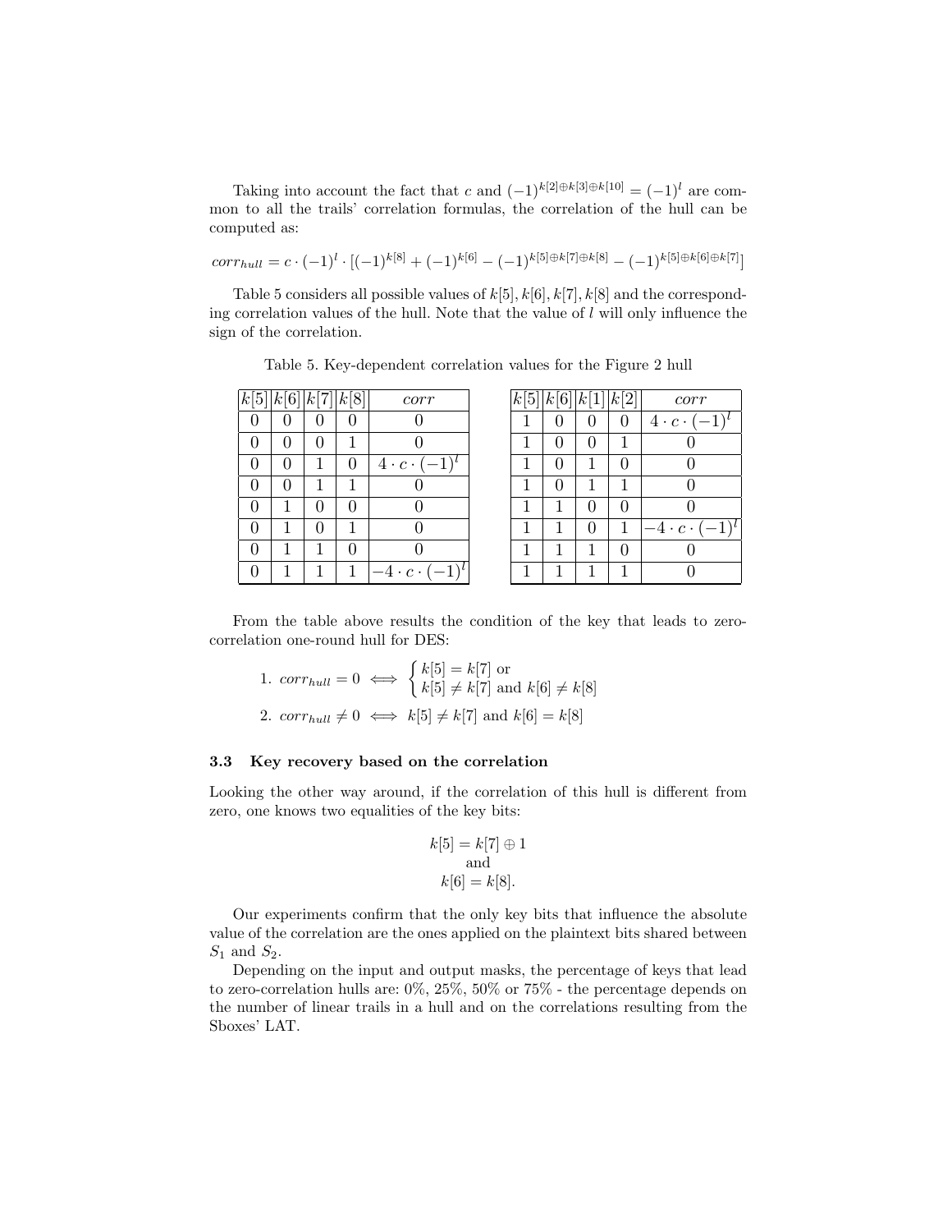Taking into account the fact that $c$ and $(-1)^{k[2]\oplus k[3]\oplus k[10]} = (-1)^l$ are common to all the trails' correlation formulas, the correlation of the hull can be computed as:

$$corr_{hull} = c \cdot (-1)^l \cdot [(-1)^{k[8]} + (-1)^{k[6]} - (-1)^{k[5]\oplus k[7]\oplus k[8]} - (-1)^{k[5]\oplus k[6]\oplus k[7]}]$$

Table 5 considers all possible values of $k[5], k[6], k[7], k[8]$ and the corresponding correlation values of the hull. Note that the value of $l$ will only influence the sign of the correlation.

Table 5. Key-dependent correlation values for the Figure 2 hull

| $k[5]$ | $k[6]$ | $k[7]$ | $k[8]$ | $corr$ |
|---|---|---|---|---|
| 0 | 0 | 0 | 0 | 0 |
| 0 | 0 | 0 | 1 | 0 |
| 0 | 0 | 1 | 0 | $4 \cdot c \cdot (-1)^l$ |
| 0 | 0 | 1 | 1 | 0 |
| 0 | 1 | 0 | 0 | 0 |
| 0 | 1 | 0 | 1 | 0 |
| 0 | 1 | 1 | 0 | 0 |
| 0 | 1 | 1 | 1 | $-4 \cdot c \cdot (-1)^l$ |

| $k[5]$ | $k[6]$ | $k[1]$ | $k[2]$ | $corr$ |
|---|---|---|---|---|
| 1 | 0 | 0 | 0 | $4 \cdot c \cdot (-1)^l$ |
| 1 | 0 | 0 | 1 | 0 |
| 1 | 0 | 1 | 0 | 0 |
| 1 | 0 | 1 | 1 | 0 |
| 1 | 1 | 0 | 0 | 0 |
| 1 | 1 | 0 | 1 | $-4 \cdot c \cdot (-1)^l$ |
| 1 | 1 | 1 | 0 | 0 |
| 1 | 1 | 1 | 1 | 0 |

From the table above results the condition of the key that leads to zero-correlation one-round hull for DES:

1. $corr_{hull} = 0 \iff \begin{cases} k[5] = k[7] \text{ or} \\ k[5] \neq k[7] \text{ and } k[6] \neq k[8] \end{cases}$

2. $corr_{hull} \neq 0 \iff k[5] \neq k[7]$ and $k[6] = k[8]$

### 3.3 Key recovery based on the correlation

Looking the other way around, if the correlation of this hull is different from zero, one knows two equalities of the key bits:

$$k[5] = k[7] \oplus 1$$
$$\text{and}$$
$$k[6] = k[8].$$

Our experiments confirm that the only key bits that influence the absolute value of the correlation are the ones applied on the plaintext bits shared between $S_1$ and $S_2$.

Depending on the input and output masks, the percentage of keys that lead to zero-correlation hulls are: 0%, 25%, 50% or 75% - the percentage depends on the number of linear trails in a hull and on the correlations resulting from the Sboxes' LAT.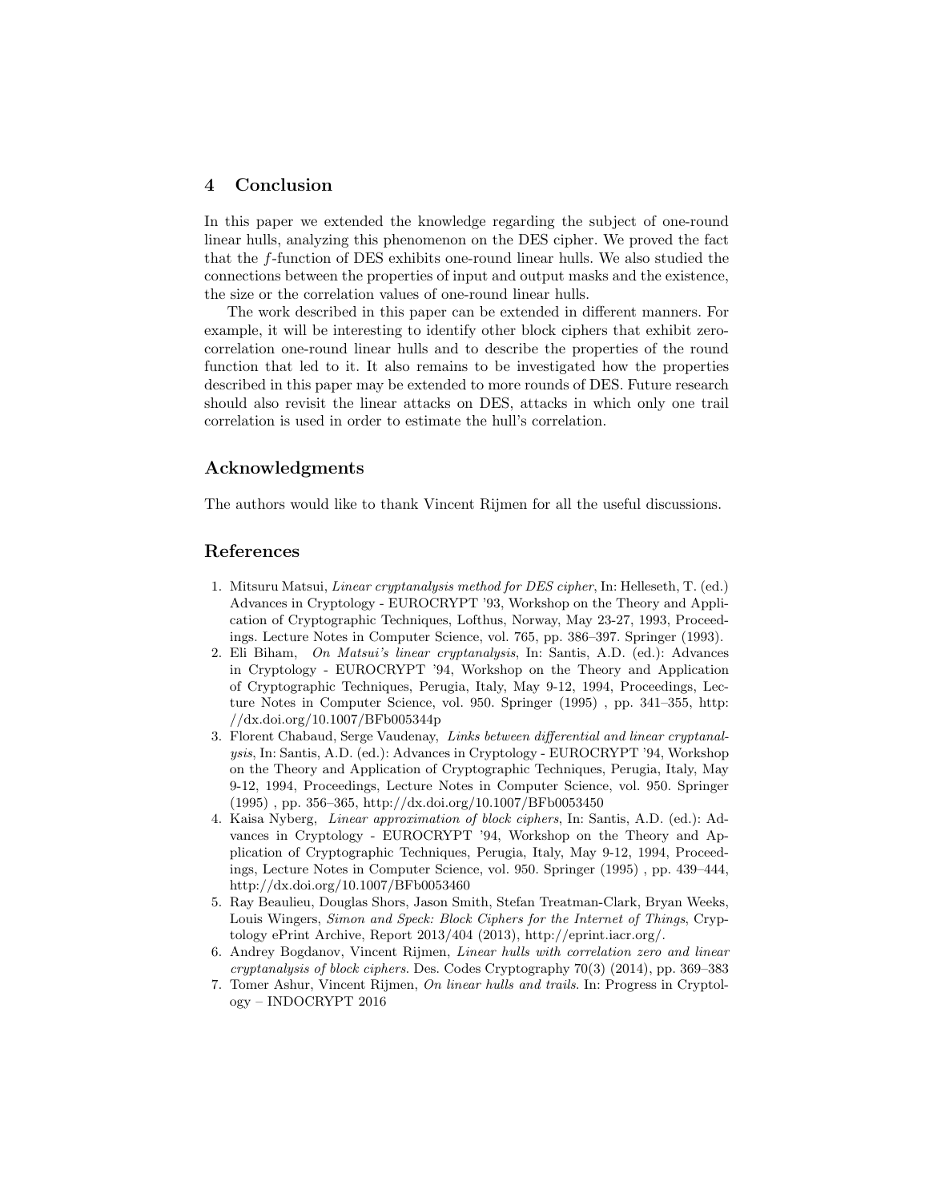## 4 Conclusion

In this paper we extended the knowledge regarding the subject of one-round linear hulls, analyzing this phenomenon on the DES cipher. We proved the fact that the $f$-function of DES exhibits one-round linear hulls. We also studied the connections between the properties of input and output masks and the existence, the size or the correlation values of one-round linear hulls.

The work described in this paper can be extended in different manners. For example, it will be interesting to identify other block ciphers that exhibit zero-correlation one-round linear hulls and to describe the properties of the round function that led to it. It also remains to be investigated how the properties described in this paper may be extended to more rounds of DES. Future research should also revisit the linear attacks on DES, attacks in which only one trail correlation is used in order to estimate the hull's correlation.

## Acknowledgments

The authors would like to thank Vincent Rijmen for all the useful discussions.

## References

1. Mitsuru Matsui, *Linear cryptanalysis method for DES cipher*, In: Helleseth, T. (ed.) Advances in Cryptology - EUROCRYPT '93, Workshop on the Theory and Application of Cryptographic Techniques, Lofthus, Norway, May 23-27, 1993, Proceedings. Lecture Notes in Computer Science, vol. 765, pp. 386–397. Springer (1993).
2. Eli Biham, *On Matsui's linear cryptanalysis*, In: Santis, A.D. (ed.): Advances in Cryptology - EUROCRYPT '94, Workshop on the Theory and Application of Cryptographic Techniques, Perugia, Italy, May 9-12, 1994, Proceedings, Lecture Notes in Computer Science, vol. 950. Springer (1995) , pp. 341–355, http://dx.doi.org/10.1007/BFb005344p
3. Florent Chabaud, Serge Vaudenay, *Links between differential and linear cryptanalysis*, In: Santis, A.D. (ed.): Advances in Cryptology - EUROCRYPT '94, Workshop on the Theory and Application of Cryptographic Techniques, Perugia, Italy, May 9-12, 1994, Proceedings, Lecture Notes in Computer Science, vol. 950. Springer (1995) , pp. 356–365, http://dx.doi.org/10.1007/BFb0053450
4. Kaisa Nyberg, *Linear approximation of block ciphers*, In: Santis, A.D. (ed.): Advances in Cryptology - EUROCRYPT '94, Workshop on the Theory and Application of Cryptographic Techniques, Perugia, Italy, May 9-12, 1994, Proceedings, Lecture Notes in Computer Science, vol. 950. Springer (1995) , pp. 439–444, http://dx.doi.org/10.1007/BFb0053460
5. Ray Beaulieu, Douglas Shors, Jason Smith, Stefan Treatman-Clark, Bryan Weeks, Louis Wingers, *Simon and Speck: Block Ciphers for the Internet of Things*, Cryptology ePrint Archive, Report 2013/404 (2013), http://eprint.iacr.org/.
6. Andrey Bogdanov, Vincent Rijmen, *Linear hulls with correlation zero and linear cryptanalysis of block ciphers*. Des. Codes Cryptography 70(3) (2014), pp. 369–383
7. Tomer Ashur, Vincent Rijmen, *On linear hulls and trails*. In: Progress in Cryptology – INDOCRYPT 2016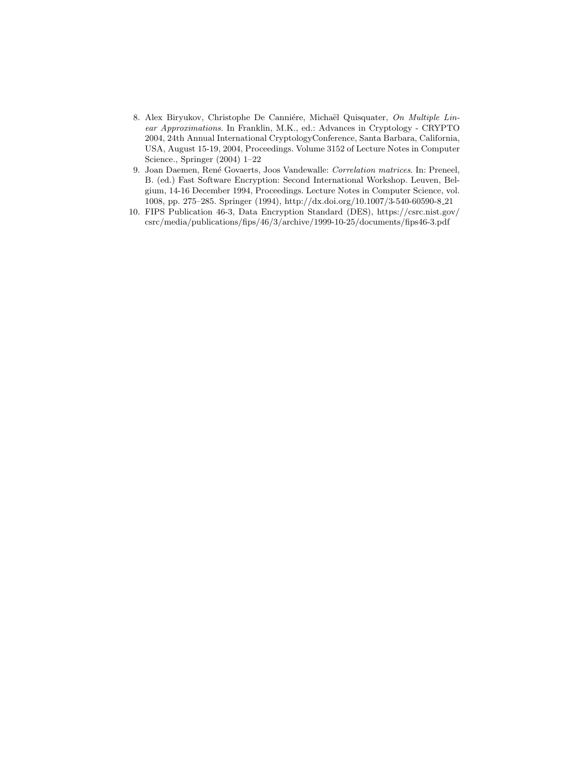8. Alex Biryukov, Christophe De Canniére, Michaël Quisquater, *On Multiple Linear Approximations*. In Franklin, M.K., ed.: Advances in Cryptology - CRYPTO 2004, 24th Annual International CryptologyConference, Santa Barbara, California, USA, August 15-19, 2004, Proceedings. Volume 3152 of Lecture Notes in Computer Science., Springer (2004) 1–22
9. Joan Daemen, René Govaerts, Joos Vandewalle: *Correlation matrices*. In: Preneel, B. (ed.) Fast Software Encryption: Second International Workshop. Leuven, Belgium, 14-16 December 1994, Proceedings. Lecture Notes in Computer Science, vol. 1008, pp. 275–285. Springer (1994), http://dx.doi.org/10.1007/3-540-60590-8_21
10. FIPS Publication 46-3, Data Encryption Standard (DES), https://csrc.nist.gov/csrc/media/publications/fips/46/3/archive/1999-10-25/documents/fips46-3.pdf